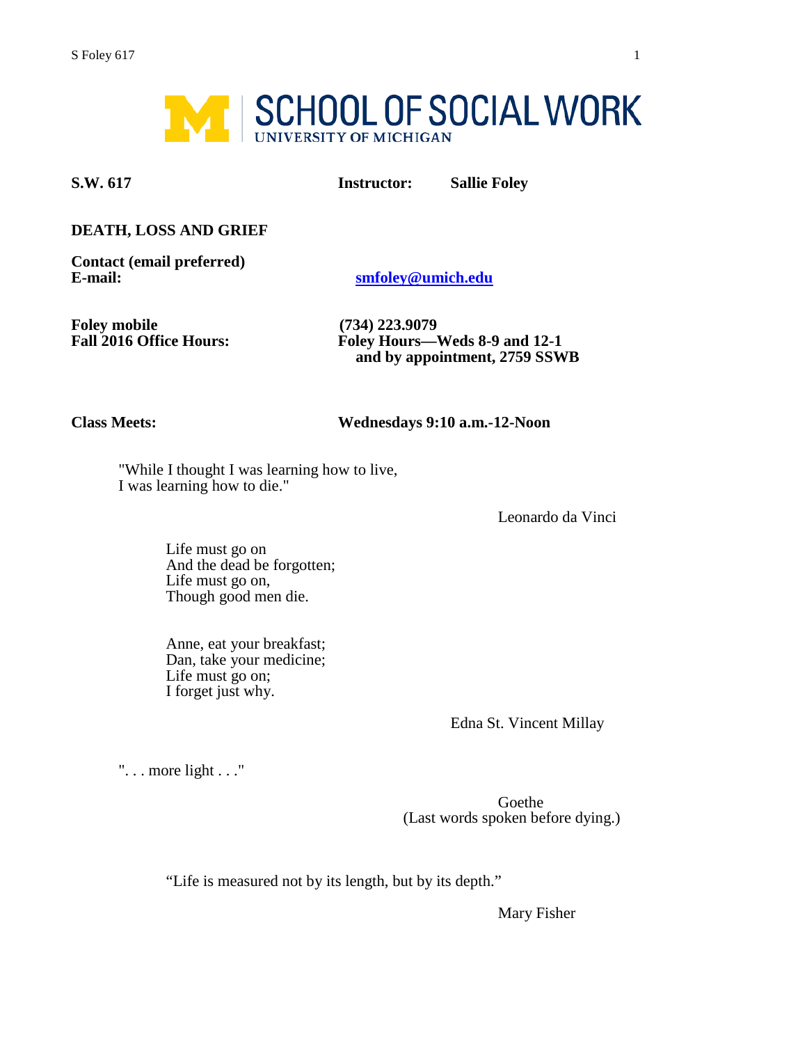SCHOOL OF SOCIAL WORK
UNIVERSITY OF MICHIGAN

**S.W. 617** **Instructor:** **Sallie Foley**

**DEATH, LOSS AND GRIEF**

**Contact (email preferred)**
**E-mail:** **smfoley@umich.edu**

**Foley mobile** **(734) 223.9079**
**Fall 2016 Office Hours:** **Foley Hours—Weds 8-9 and 12-1 and by appointment, 2759 SSWB**

**Class Meets:** **Wednesdays 9:10 a.m.-12-Noon**

"While I thought I was learning how to live,
I was learning how to die."

Leonardo da Vinci

Life must go on
And the dead be forgotten;
Life must go on,
Though good men die.

Anne, eat your breakfast;
Dan, take your medicine;
Life must go on;
I forget just why.

Edna St. Vincent Millay

". . . more light . . ."

Goethe
(Last words spoken before dying.)

"Life is measured not by its length, but by its depth."

Mary Fisher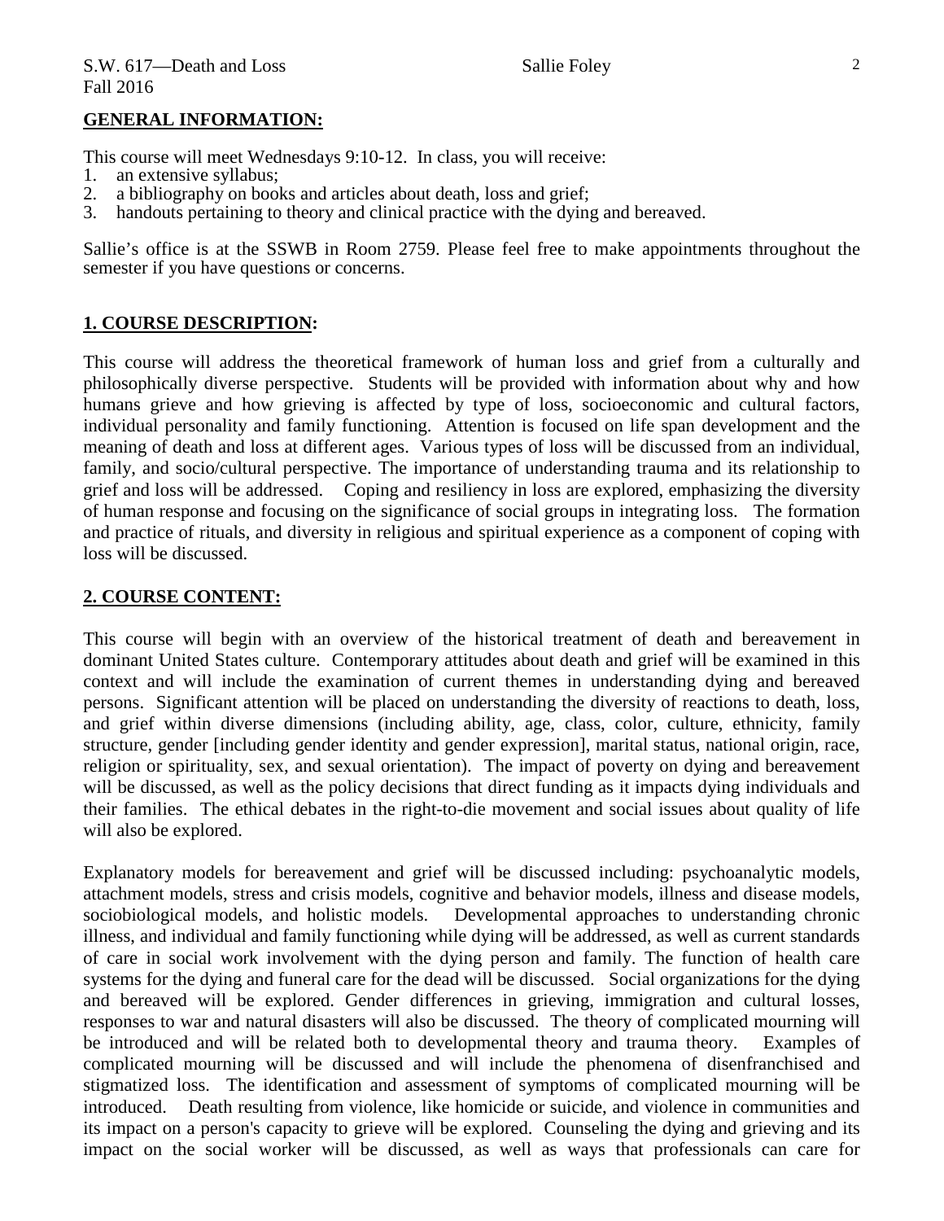## GENERAL INFORMATION:

This course will meet Wednesdays 9:10-12. In class, you will receive:

1. an extensive syllabus;
2. a bibliography on books and articles about death, loss and grief;
3. handouts pertaining to theory and clinical practice with the dying and bereaved.

Sallie's office is at the SSWB in Room 2759. Please feel free to make appointments throughout the semester if you have questions or concerns.

## 1. COURSE DESCRIPTION:

This course will address the theoretical framework of human loss and grief from a culturally and philosophically diverse perspective. Students will be provided with information about why and how humans grieve and how grieving is affected by type of loss, socioeconomic and cultural factors, individual personality and family functioning. Attention is focused on life span development and the meaning of death and loss at different ages. Various types of loss will be discussed from an individual, family, and socio/cultural perspective. The importance of understanding trauma and its relationship to grief and loss will be addressed. Coping and resiliency in loss are explored, emphasizing the diversity of human response and focusing on the significance of social groups in integrating loss. The formation and practice of rituals, and diversity in religious and spiritual experience as a component of coping with loss will be discussed.

## 2. COURSE CONTENT:

This course will begin with an overview of the historical treatment of death and bereavement in dominant United States culture. Contemporary attitudes about death and grief will be examined in this context and will include the examination of current themes in understanding dying and bereaved persons. Significant attention will be placed on understanding the diversity of reactions to death, loss, and grief within diverse dimensions (including ability, age, class, color, culture, ethnicity, family structure, gender [including gender identity and gender expression], marital status, national origin, race, religion or spirituality, sex, and sexual orientation). The impact of poverty on dying and bereavement will be discussed, as well as the policy decisions that direct funding as it impacts dying individuals and their families. The ethical debates in the right-to-die movement and social issues about quality of life will also be explored.

Explanatory models for bereavement and grief will be discussed including: psychoanalytic models, attachment models, stress and crisis models, cognitive and behavior models, illness and disease models, sociobiological models, and holistic models. Developmental approaches to understanding chronic illness, and individual and family functioning while dying will be addressed, as well as current standards of care in social work involvement with the dying person and family. The function of health care systems for the dying and funeral care for the dead will be discussed. Social organizations for the dying and bereaved will be explored. Gender differences in grieving, immigration and cultural losses, responses to war and natural disasters will also be discussed. The theory of complicated mourning will be introduced and will be related both to developmental theory and trauma theory. Examples of complicated mourning will be discussed and will include the phenomena of disenfranchised and stigmatized loss. The identification and assessment of symptoms of complicated mourning will be introduced. Death resulting from violence, like homicide or suicide, and violence in communities and its impact on a person's capacity to grieve will be explored. Counseling the dying and grieving and its impact on the social worker will be discussed, as well as ways that professionals can care for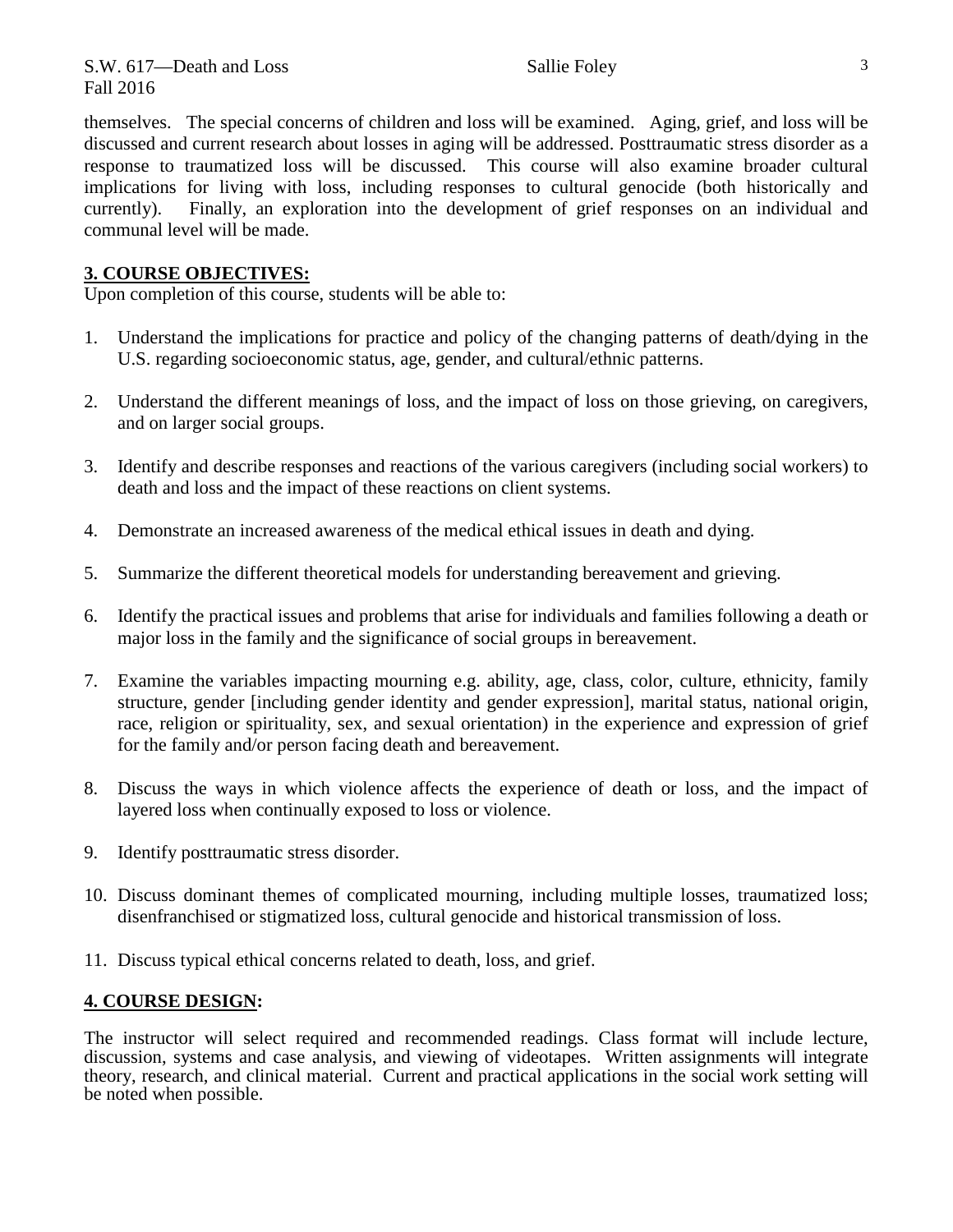themselves. The special concerns of children and loss will be examined. Aging, grief, and loss will be discussed and current research about losses in aging will be addressed. Posttraumatic stress disorder as a response to traumatized loss will be discussed. This course will also examine broader cultural implications for living with loss, including responses to cultural genocide (both historically and currently). Finally, an exploration into the development of grief responses on an individual and communal level will be made.

## 3. COURSE OBJECTIVES:

Upon completion of this course, students will be able to:

1. Understand the implications for practice and policy of the changing patterns of death/dying in the U.S. regarding socioeconomic status, age, gender, and cultural/ethnic patterns.

2. Understand the different meanings of loss, and the impact of loss on those grieving, on caregivers, and on larger social groups.

3. Identify and describe responses and reactions of the various caregivers (including social workers) to death and loss and the impact of these reactions on client systems.

4. Demonstrate an increased awareness of the medical ethical issues in death and dying.

5. Summarize the different theoretical models for understanding bereavement and grieving.

6. Identify the practical issues and problems that arise for individuals and families following a death or major loss in the family and the significance of social groups in bereavement.

7. Examine the variables impacting mourning e.g. ability, age, class, color, culture, ethnicity, family structure, gender [including gender identity and gender expression], marital status, national origin, race, religion or spirituality, sex, and sexual orientation) in the experience and expression of grief for the family and/or person facing death and bereavement.

8. Discuss the ways in which violence affects the experience of death or loss, and the impact of layered loss when continually exposed to loss or violence.

9. Identify posttraumatic stress disorder.

10. Discuss dominant themes of complicated mourning, including multiple losses, traumatized loss; disenfranchised or stigmatized loss, cultural genocide and historical transmission of loss.

11. Discuss typical ethical concerns related to death, loss, and grief.

## 4. COURSE DESIGN:

The instructor will select required and recommended readings. Class format will include lecture, discussion, systems and case analysis, and viewing of videotapes. Written assignments will integrate theory, research, and clinical material. Current and practical applications in the social work setting will be noted when possible.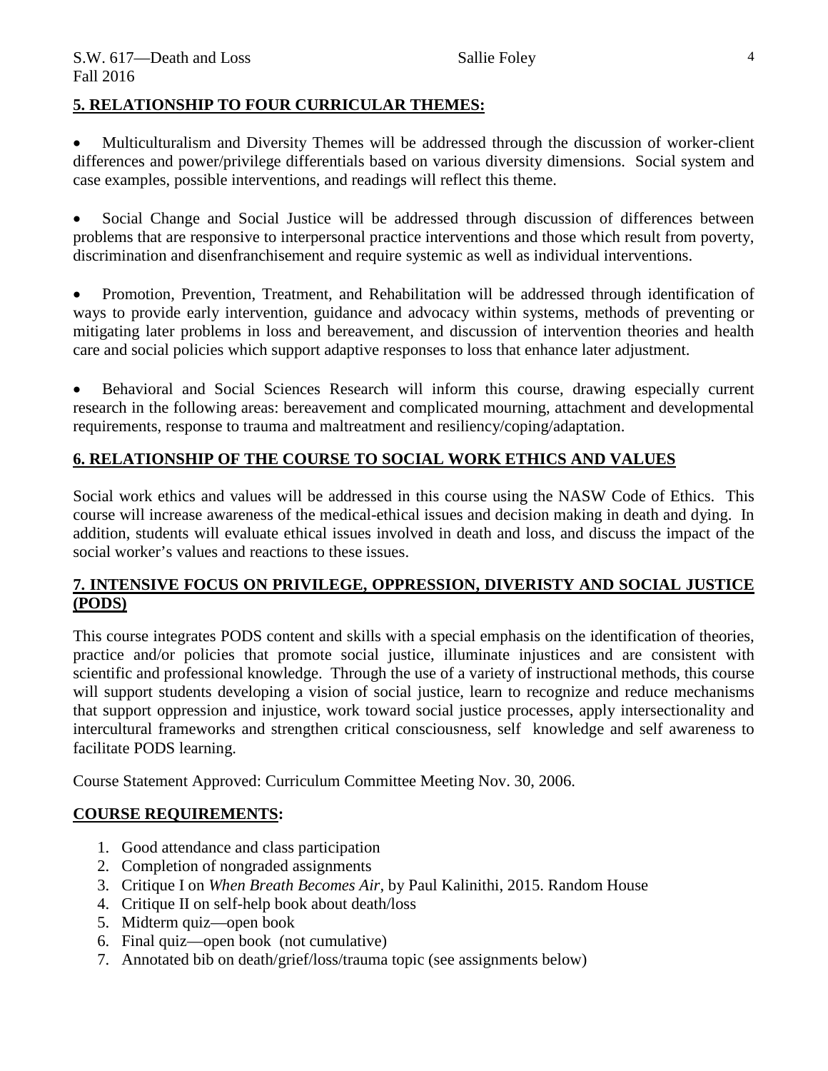## 5. RELATIONSHIP TO FOUR CURRICULAR THEMES:

- Multiculturalism and Diversity Themes will be addressed through the discussion of worker-client differences and power/privilege differentials based on various diversity dimensions. Social system and case examples, possible interventions, and readings will reflect this theme.

- Social Change and Social Justice will be addressed through discussion of differences between problems that are responsive to interpersonal practice interventions and those which result from poverty, discrimination and disenfranchisement and require systemic as well as individual interventions.

- Promotion, Prevention, Treatment, and Rehabilitation will be addressed through identification of ways to provide early intervention, guidance and advocacy within systems, methods of preventing or mitigating later problems in loss and bereavement, and discussion of intervention theories and health care and social policies which support adaptive responses to loss that enhance later adjustment.

- Behavioral and Social Sciences Research will inform this course, drawing especially current research in the following areas: bereavement and complicated mourning, attachment and developmental requirements, response to trauma and maltreatment and resiliency/coping/adaptation.

## 6. RELATIONSHIP OF THE COURSE TO SOCIAL WORK ETHICS AND VALUES

Social work ethics and values will be addressed in this course using the NASW Code of Ethics. This course will increase awareness of the medical-ethical issues and decision making in death and dying. In addition, students will evaluate ethical issues involved in death and loss, and discuss the impact of the social worker's values and reactions to these issues.

## 7. INTENSIVE FOCUS ON PRIVILEGE, OPPRESSION, DIVERISTY AND SOCIAL JUSTICE (PODS)

This course integrates PODS content and skills with a special emphasis on the identification of theories, practice and/or policies that promote social justice, illuminate injustices and are consistent with scientific and professional knowledge. Through the use of a variety of instructional methods, this course will support students developing a vision of social justice, learn to recognize and reduce mechanisms that support oppression and injustice, work toward social justice processes, apply intersectionality and intercultural frameworks and strengthen critical consciousness, self knowledge and self awareness to facilitate PODS learning.

Course Statement Approved: Curriculum Committee Meeting Nov. 30, 2006.

## COURSE REQUIREMENTS:

1. Good attendance and class participation
2. Completion of nongraded assignments
3. Critique I on *When Breath Becomes Air*, by Paul Kalinithi, 2015. Random House
4. Critique II on self-help book about death/loss
5. Midterm quiz—open book
6. Final quiz—open book (not cumulative)
7. Annotated bib on death/grief/loss/trauma topic (see assignments below)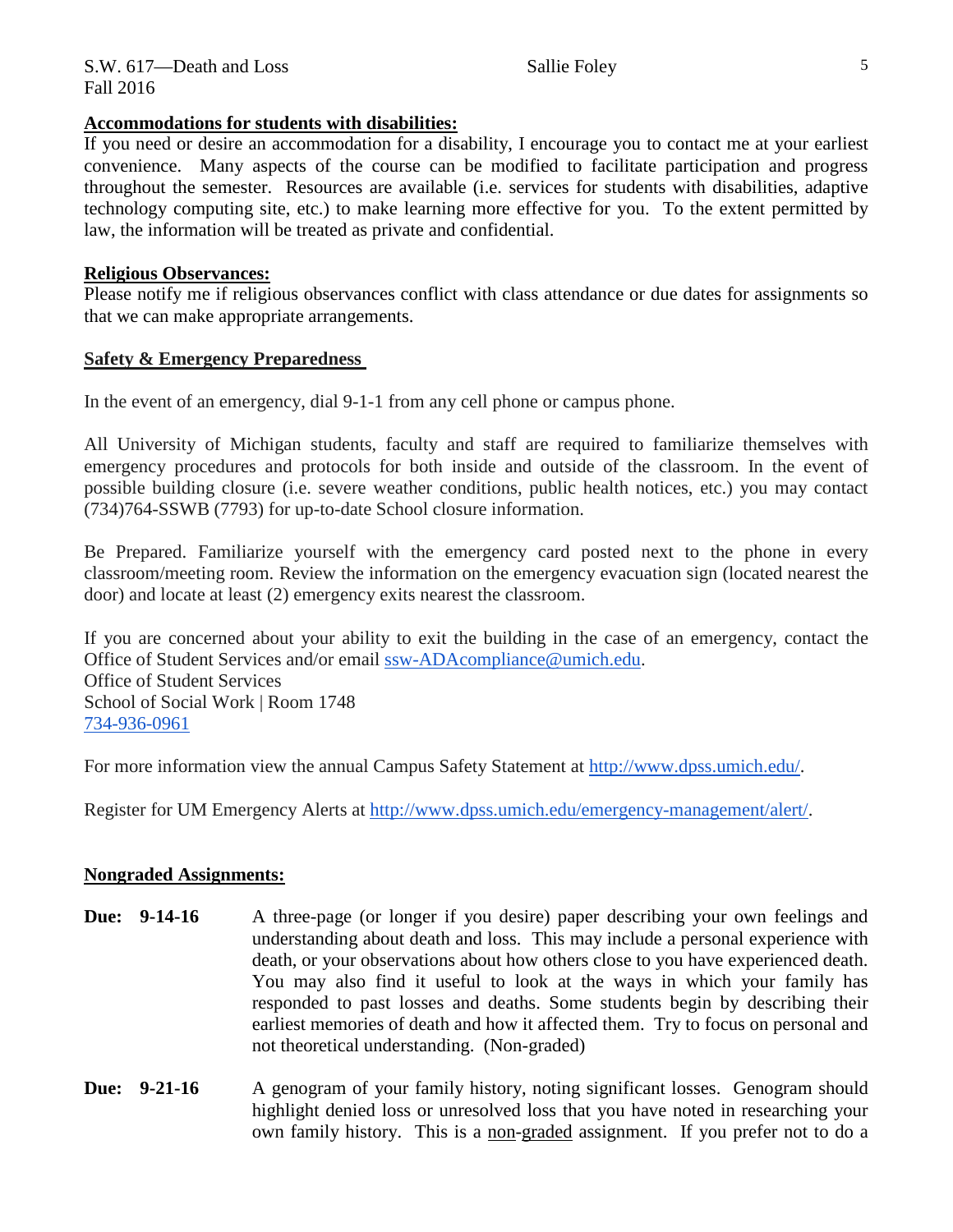**Accommodations for students with disabilities:**

If you need or desire an accommodation for a disability, I encourage you to contact me at your earliest convenience. Many aspects of the course can be modified to facilitate participation and progress throughout the semester. Resources are available (i.e. services for students with disabilities, adaptive technology computing site, etc.) to make learning more effective for you. To the extent permitted by law, the information will be treated as private and confidential.

**Religious Observances:**

Please notify me if religious observances conflict with class attendance or due dates for assignments so that we can make appropriate arrangements.

**Safety & Emergency Preparedness**

In the event of an emergency, dial 9-1-1 from any cell phone or campus phone.

All University of Michigan students, faculty and staff are required to familiarize themselves with emergency procedures and protocols for both inside and outside of the classroom. In the event of possible building closure (i.e. severe weather conditions, public health notices, etc.) you may contact (734)764-SSWB (7793) for up-to-date School closure information.

Be Prepared. Familiarize yourself with the emergency card posted next to the phone in every classroom/meeting room. Review the information on the emergency evacuation sign (located nearest the door) and locate at least (2) emergency exits nearest the classroom.

If you are concerned about your ability to exit the building in the case of an emergency, contact the Office of Student Services and/or email ssw-ADAcompliance@umich.edu.
Office of Student Services
School of Social Work | Room 1748
734-936-0961

For more information view the annual Campus Safety Statement at http://www.dpss.umich.edu/.

Register for UM Emergency Alerts at http://www.dpss.umich.edu/emergency-management/alert/.

**Nongraded Assignments:**

**Due: 9-14-16** A three-page (or longer if you desire) paper describing your own feelings and understanding about death and loss. This may include a personal experience with death, or your observations about how others close to you have experienced death. You may also find it useful to look at the ways in which your family has responded to past losses and deaths. Some students begin by describing their earliest memories of death and how it affected them. Try to focus on personal and not theoretical understanding. (Non-graded)

**Due: 9-21-16** A genogram of your family history, noting significant losses. Genogram should highlight denied loss or unresolved loss that you have noted in researching your own family history. This is a non-graded assignment. If you prefer not to do a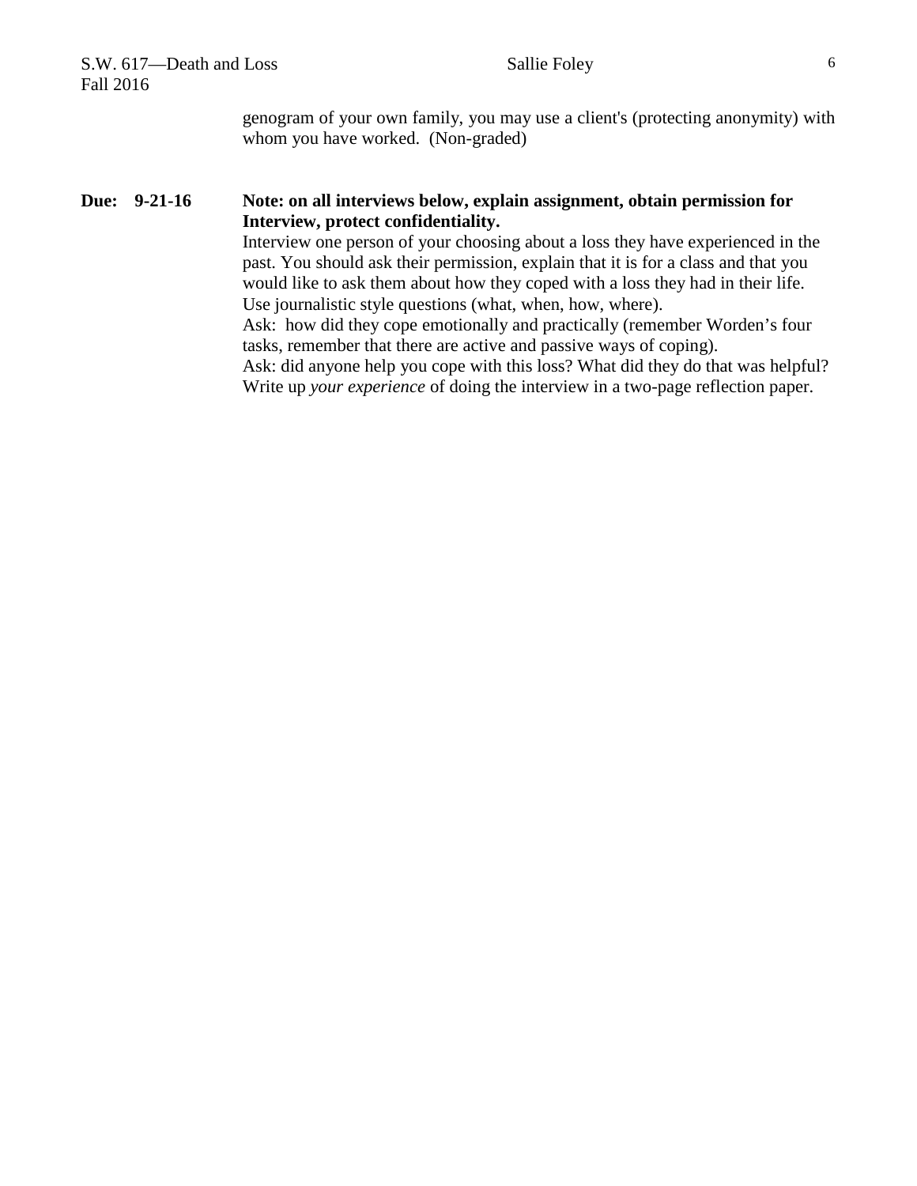genogram of your own family, you may use a client's (protecting anonymity) with whom you have worked. (Non-graded)

**Due: 9-21-16** **Note: on all interviews below, explain assignment, obtain permission for Interview, protect confidentiality.**

Interview one person of your choosing about a loss they have experienced in the past. You should ask their permission, explain that it is for a class and that you would like to ask them about how they coped with a loss they had in their life. Use journalistic style questions (what, when, how, where).

Ask: how did they cope emotionally and practically (remember Worden's four tasks, remember that there are active and passive ways of coping).

Ask: did anyone help you cope with this loss? What did they do that was helpful?

Write up *your experience* of doing the interview in a two-page reflection paper.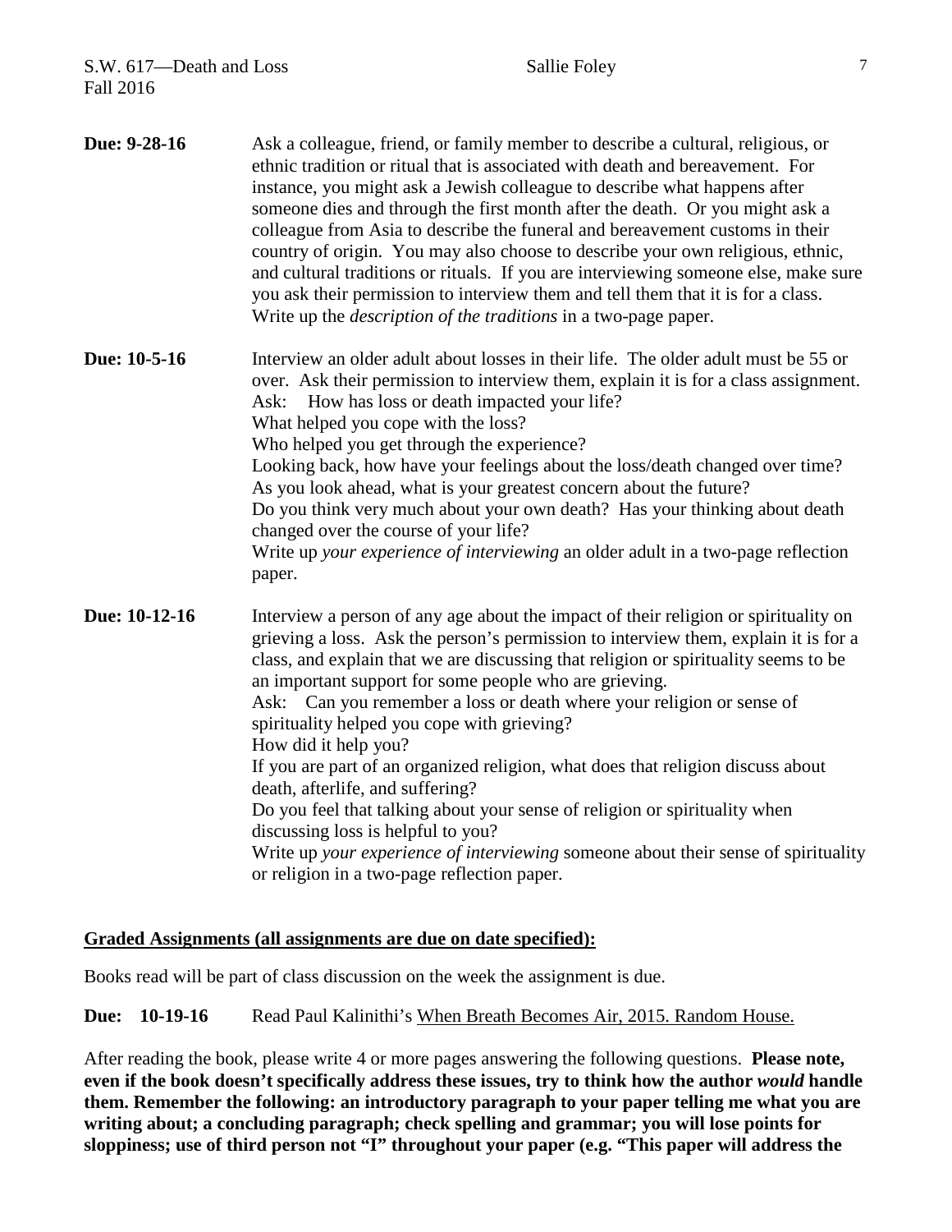**Due: 9-28-16** Ask a colleague, friend, or family member to describe a cultural, religious, or ethnic tradition or ritual that is associated with death and bereavement. For instance, you might ask a Jewish colleague to describe what happens after someone dies and through the first month after the death. Or you might ask a colleague from Asia to describe the funeral and bereavement customs in their country of origin. You may also choose to describe your own religious, ethnic, and cultural traditions or rituals. If you are interviewing someone else, make sure you ask their permission to interview them and tell them that it is for a class. Write up the *description of the traditions* in a two-page paper.

**Due: 10-5-16** Interview an older adult about losses in their life. The older adult must be 55 or over. Ask their permission to interview them, explain it is for a class assignment.
Ask: How has loss or death impacted your life?
What helped you cope with the loss?
Who helped you get through the experience?
Looking back, how have your feelings about the loss/death changed over time?
As you look ahead, what is your greatest concern about the future?
Do you think very much about your own death? Has your thinking about death changed over the course of your life?
Write up *your experience of interviewing* an older adult in a two-page reflection paper.

**Due: 10-12-16** Interview a person of any age about the impact of their religion or spirituality on grieving a loss. Ask the person's permission to interview them, explain it is for a class, and explain that we are discussing that religion or spirituality seems to be an important support for some people who are grieving.
Ask: Can you remember a loss or death where your religion or sense of spirituality helped you cope with grieving?
How did it help you?
If you are part of an organized religion, what does that religion discuss about death, afterlife, and suffering?
Do you feel that talking about your sense of religion or spirituality when discussing loss is helpful to you?
Write up *your experience of interviewing* someone about their sense of spirituality or religion in a two-page reflection paper.

**Graded Assignments (all assignments are due on date specified):**

Books read will be part of class discussion on the week the assignment is due.

**Due: 10-19-16** Read Paul Kalinithi's When Breath Becomes Air, 2015. Random House.

After reading the book, please write 4 or more pages answering the following questions. **Please note, even if the book doesn't specifically address these issues, try to think how the author *would* handle them. Remember the following: an introductory paragraph to your paper telling me what you are writing about; a concluding paragraph; check spelling and grammar; you will lose points for sloppiness; use of third person not "I" throughout your paper (e.g. "This paper will address the**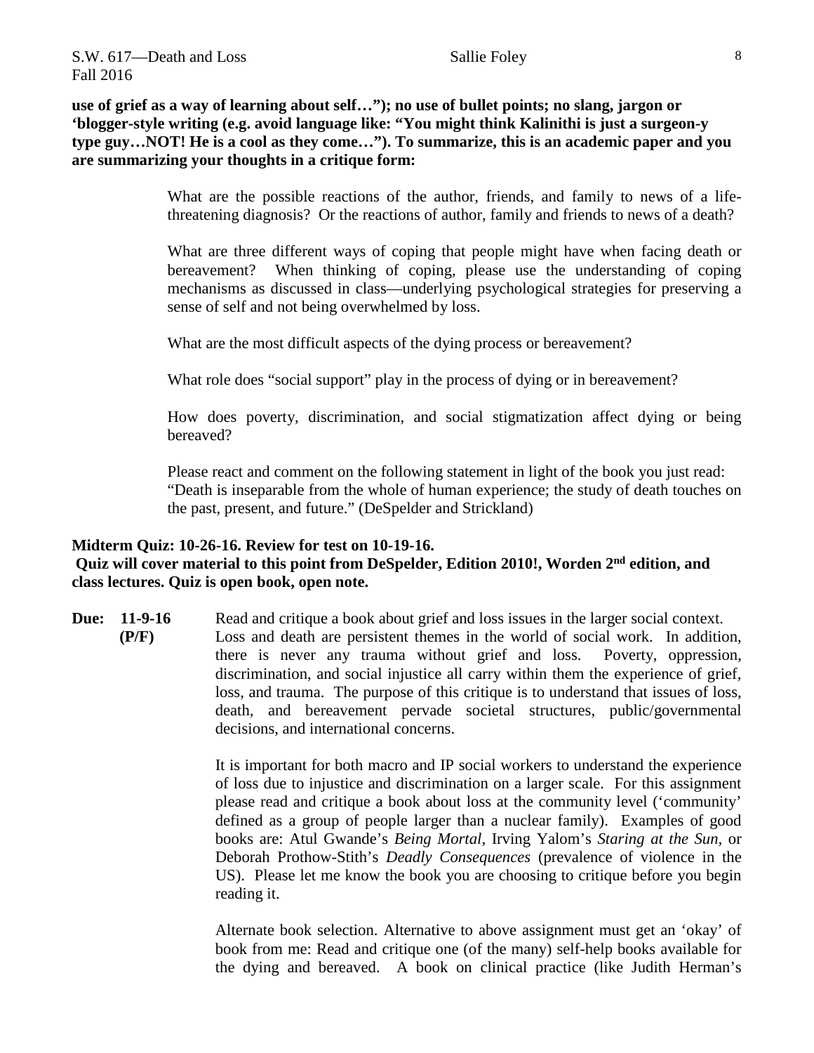**use of grief as a way of learning about self…"); no use of bullet points; no slang, jargon or 'blogger-style writing (e.g. avoid language like: "You might think Kalinithi is just a surgeon-y type guy…NOT! He is a cool as they come…"). To summarize, this is an academic paper and you are summarizing your thoughts in a critique form:**

> What are the possible reactions of the author, friends, and family to news of a life-threatening diagnosis? Or the reactions of author, family and friends to news of a death?
>
> What are three different ways of coping that people might have when facing death or bereavement? When thinking of coping, please use the understanding of coping mechanisms as discussed in class—underlying psychological strategies for preserving a sense of self and not being overwhelmed by loss.
>
> What are the most difficult aspects of the dying process or bereavement?
>
> What role does "social support" play in the process of dying or in bereavement?
>
> How does poverty, discrimination, and social stigmatization affect dying or being bereaved?
>
> Please react and comment on the following statement in light of the book you just read: "Death is inseparable from the whole of human experience; the study of death touches on the past, present, and future." (DeSpelder and Strickland)

**Midterm Quiz: 10-26-16. Review for test on 10-19-16.**
**Quiz will cover material to this point from DeSpelder, Edition 2010!, Worden 2nd edition, and class lectures. Quiz is open book, open note.**

**Due: 11-9-16 (P/F)** Read and critique a book about grief and loss issues in the larger social context. Loss and death are persistent themes in the world of social work. In addition, there is never any trauma without grief and loss. Poverty, oppression, discrimination, and social injustice all carry within them the experience of grief, loss, and trauma. The purpose of this critique is to understand that issues of loss, death, and bereavement pervade societal structures, public/governmental decisions, and international concerns.

It is important for both macro and IP social workers to understand the experience of loss due to injustice and discrimination on a larger scale. For this assignment please read and critique a book about loss at the community level ('community' defined as a group of people larger than a nuclear family). Examples of good books are: Atul Gwande's *Being Mortal*, Irving Yalom's *Staring at the Sun*, or Deborah Prothow-Stith's *Deadly Consequences* (prevalence of violence in the US). Please let me know the book you are choosing to critique before you begin reading it.

Alternate book selection. Alternative to above assignment must get an 'okay' of book from me: Read and critique one (of the many) self-help books available for the dying and bereaved. A book on clinical practice (like Judith Herman's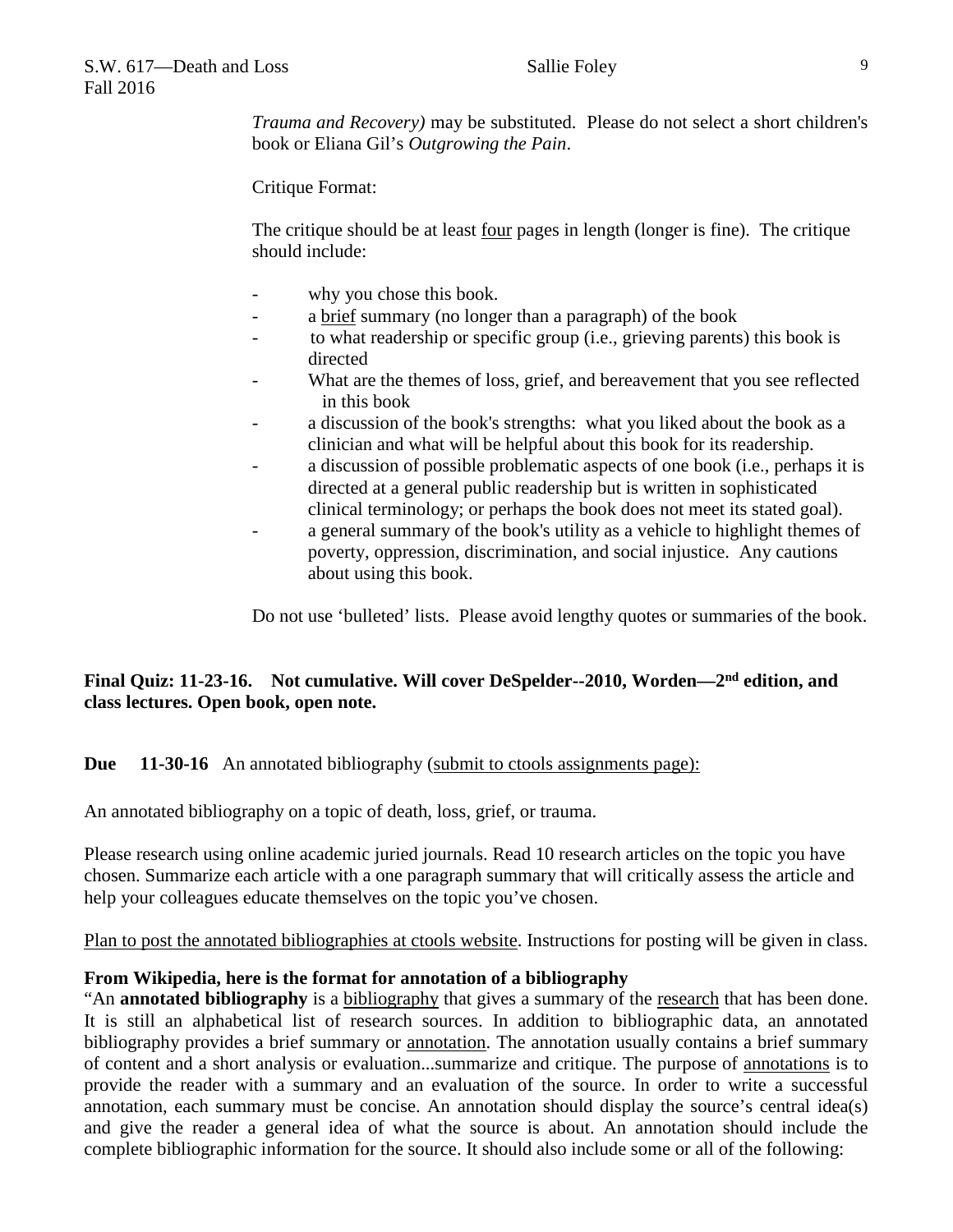*Trauma and Recovery)* may be substituted. Please do not select a short children's book or Eliana Gil's *Outgrowing the Pain*.

Critique Format:

The critique should be at least four pages in length (longer is fine). The critique should include:

- why you chose this book.
- a brief summary (no longer than a paragraph) of the book
- to what readership or specific group (i.e., grieving parents) this book is directed
- What are the themes of loss, grief, and bereavement that you see reflected in this book
- a discussion of the book's strengths: what you liked about the book as a clinician and what will be helpful about this book for its readership.
- a discussion of possible problematic aspects of one book (i.e., perhaps it is directed at a general public readership but is written in sophisticated clinical terminology; or perhaps the book does not meet its stated goal).
- a general summary of the book's utility as a vehicle to highlight themes of poverty, oppression, discrimination, and social injustice. Any cautions about using this book.

Do not use 'bulleted' lists. Please avoid lengthy quotes or summaries of the book.

**Final Quiz: 11-23-16. Not cumulative. Will cover DeSpelder--2010, Worden—2nd edition, and class lectures. Open book, open note.**

**Due 11-30-16** An annotated bibliography (submit to ctools assignments page):

An annotated bibliography on a topic of death, loss, grief, or trauma.

Please research using online academic juried journals. Read 10 research articles on the topic you have chosen. Summarize each article with a one paragraph summary that will critically assess the article and help your colleagues educate themselves on the topic you've chosen.

Plan to post the annotated bibliographies at ctools website. Instructions for posting will be given in class.

**From Wikipedia, here is the format for annotation of a bibliography**

"An **annotated bibliography** is a bibliography that gives a summary of the research that has been done. It is still an alphabetical list of research sources. In addition to bibliographic data, an annotated bibliography provides a brief summary or annotation. The annotation usually contains a brief summary of content and a short analysis or evaluation...summarize and critique. The purpose of annotations is to provide the reader with a summary and an evaluation of the source. In order to write a successful annotation, each summary must be concise. An annotation should display the source's central idea(s) and give the reader a general idea of what the source is about. An annotation should include the complete bibliographic information for the source. It should also include some or all of the following: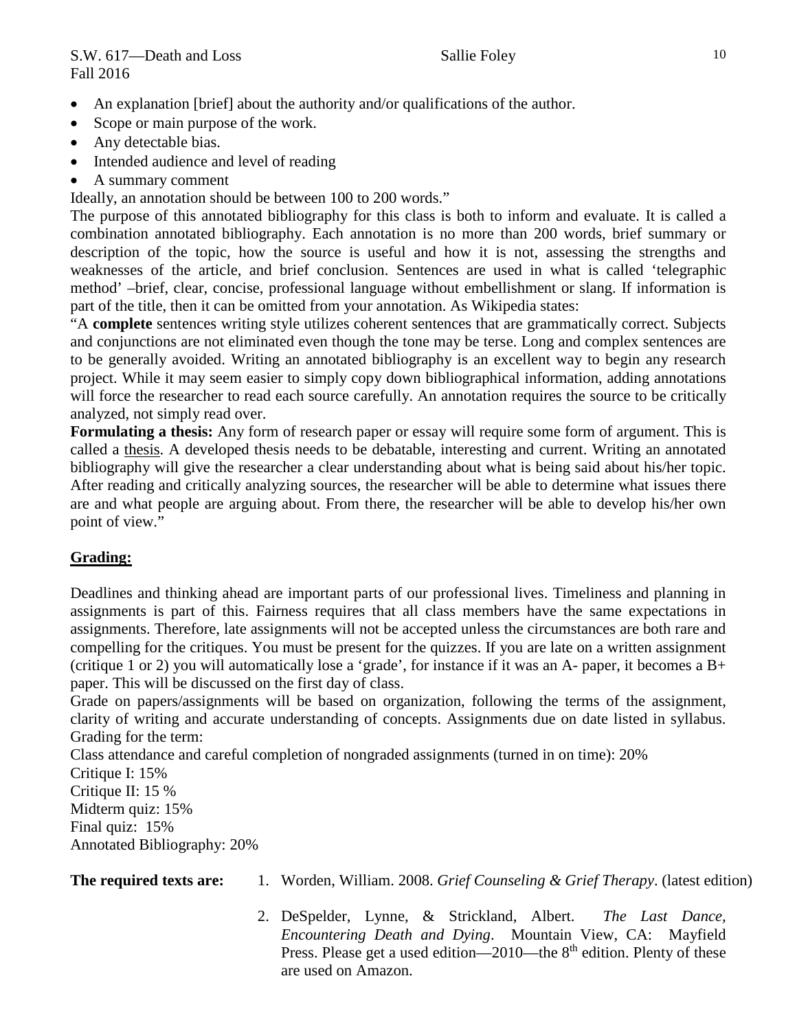- An explanation [brief] about the authority and/or qualifications of the author.
- Scope or main purpose of the work.
- Any detectable bias.
- Intended audience and level of reading
- A summary comment

Ideally, an annotation should be between 100 to 200 words."

The purpose of this annotated bibliography for this class is both to inform and evaluate. It is called a combination annotated bibliography. Each annotation is no more than 200 words, brief summary or description of the topic, how the source is useful and how it is not, assessing the strengths and weaknesses of the article, and brief conclusion. Sentences are used in what is called 'telegraphic method' –brief, clear, concise, professional language without embellishment or slang. If information is part of the title, then it can be omitted from your annotation. As Wikipedia states:

"A **complete** sentences writing style utilizes coherent sentences that are grammatically correct. Subjects and conjunctions are not eliminated even though the tone may be terse. Long and complex sentences are to be generally avoided. Writing an annotated bibliography is an excellent way to begin any research project. While it may seem easier to simply copy down bibliographical information, adding annotations will force the researcher to read each source carefully. An annotation requires the source to be critically analyzed, not simply read over.

**Formulating a thesis:** Any form of research paper or essay will require some form of argument. This is called a thesis. A developed thesis needs to be debatable, interesting and current. Writing an annotated bibliography will give the researcher a clear understanding about what is being said about his/her topic. After reading and critically analyzing sources, the researcher will be able to determine what issues there are and what people are arguing about. From there, the researcher will be able to develop his/her own point of view."

## Grading:

Deadlines and thinking ahead are important parts of our professional lives. Timeliness and planning in assignments is part of this. Fairness requires that all class members have the same expectations in assignments. Therefore, late assignments will not be accepted unless the circumstances are both rare and compelling for the critiques. You must be present for the quizzes. If you are late on a written assignment (critique 1 or 2) you will automatically lose a 'grade', for instance if it was an A- paper, it becomes a B+ paper. This will be discussed on the first day of class.

Grade on papers/assignments will be based on organization, following the terms of the assignment, clarity of writing and accurate understanding of concepts. Assignments due on date listed in syllabus.

Grading for the term:

Class attendance and careful completion of nongraded assignments (turned in on time): 20%
Critique I: 15%
Critique II: 15 %
Midterm quiz: 15%
Final quiz: 15%
Annotated Bibliography: 20%

**The required texts are:**

1. Worden, William. 2008. *Grief Counseling & Grief Therapy*. (latest edition)
2. DeSpelder, Lynne, & Strickland, Albert. *The Last Dance, Encountering Death and Dying*. Mountain View, CA: Mayfield Press. Please get a used edition—2010—the 8th edition. Plenty of these are used on Amazon.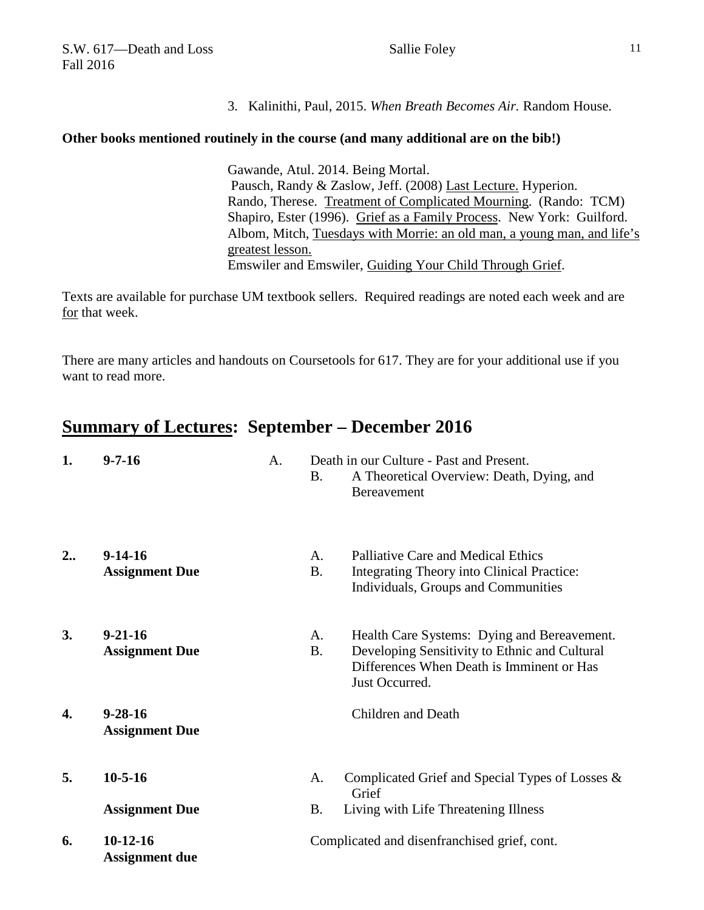3. Kalinithi, Paul, 2015. *When Breath Becomes Air.* Random House.

**Other books mentioned routinely in the course (and many additional are on the bib!)**

Gawande, Atul. 2014. Being Mortal.
Pausch, Randy & Zaslow, Jeff. (2008) Last Lecture. Hyperion.
Rando, Therese. Treatment of Complicated Mourning. (Rando: TCM)
Shapiro, Ester (1996). Grief as a Family Process. New York: Guilford.
Albom, Mitch, Tuesdays with Morrie: an old man, a young man, and life's greatest lesson.
Emswiler and Emswiler, Guiding Your Child Through Grief.

Texts are available for purchase UM textbook sellers. Required readings are noted each week and are for that week.

There are many articles and handouts on Coursetools for 617. They are for your additional use if you want to read more.

## Summary of Lectures: September – December 2016

**1. 9-7-16**

- A. Death in our Culture - Past and Present.
- B. A Theoretical Overview: Death, Dying, and Bereavement

**2.. 9-14-16**
**Assignment Due**

- A. Palliative Care and Medical Ethics
- B. Integrating Theory into Clinical Practice: Individuals, Groups and Communities

**3. 9-21-16**
**Assignment Due**

- A. Health Care Systems: Dying and Bereavement.
- B. Developing Sensitivity to Ethnic and Cultural Differences When Death is Imminent or Has Just Occurred.

**4. 9-28-16**
**Assignment Due**

Children and Death

**5. 10-5-16**
**Assignment Due**

- A. Complicated Grief and Special Types of Losses & Grief
- B. Living with Life Threatening Illness

**6. 10-12-16**
**Assignment due**

Complicated and disenfranchised grief, cont.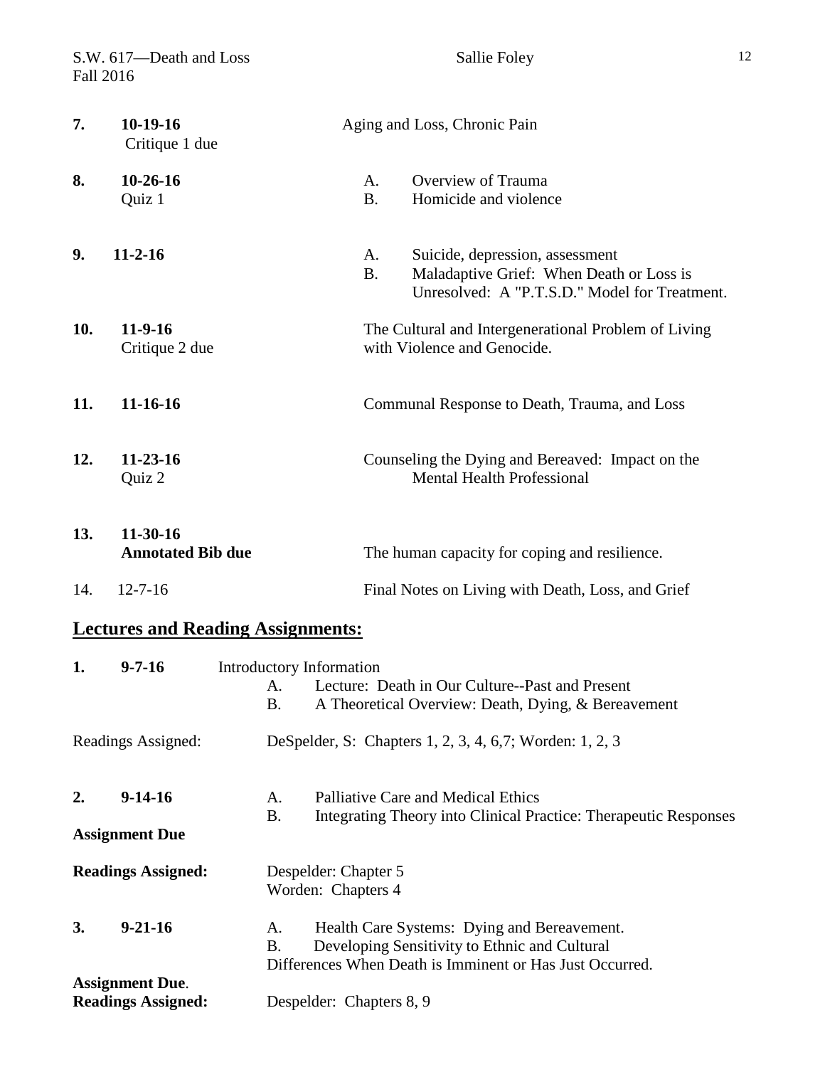**7.** **10-19-16** Critique 1 due — Aging and Loss, Chronic Pain

**8.** **10-26-16** Quiz 1
- A. Overview of Trauma
- B. Homicide and violence

**9.** **11-2-16**
- A. Suicide, depression, assessment
- B. Maladaptive Grief: When Death or Loss is Unresolved: A "P.T.S.D." Model for Treatment.

**10.** **11-9-16** Critique 2 due — The Cultural and Intergenerational Problem of Living with Violence and Genocide.

**11.** **11-16-16** — Communal Response to Death, Trauma, and Loss

**12.** **11-23-16** Quiz 2 — Counseling the Dying and Bereaved: Impact on the Mental Health Professional

**13.** **11-30-16** **Annotated Bib due** — The human capacity for coping and resilience.

14. 12-7-16 — Final Notes on Living with Death, Loss, and Grief

## Lectures and Reading Assignments:

**1.** **9-7-16** Introductory Information
- A. Lecture: Death in Our Culture--Past and Present
- B. A Theoretical Overview: Death, Dying, & Bereavement

Readings Assigned: DeSpelder, S: Chapters 1, 2, 3, 4, 6,7; Worden: 1, 2, 3

**2.** **9-14-16**
- A. Palliative Care and Medical Ethics
- B. Integrating Theory into Clinical Practice: Therapeutic Responses

**Assignment Due**

**Readings Assigned:** Despelder: Chapter 5
Worden: Chapters 4

**3.** **9-21-16**
- A. Health Care Systems: Dying and Bereavement.
- B. Developing Sensitivity to Ethnic and Cultural Differences When Death is Imminent or Has Just Occurred.

**Assignment Due**.
**Readings Assigned:** Despelder: Chapters 8, 9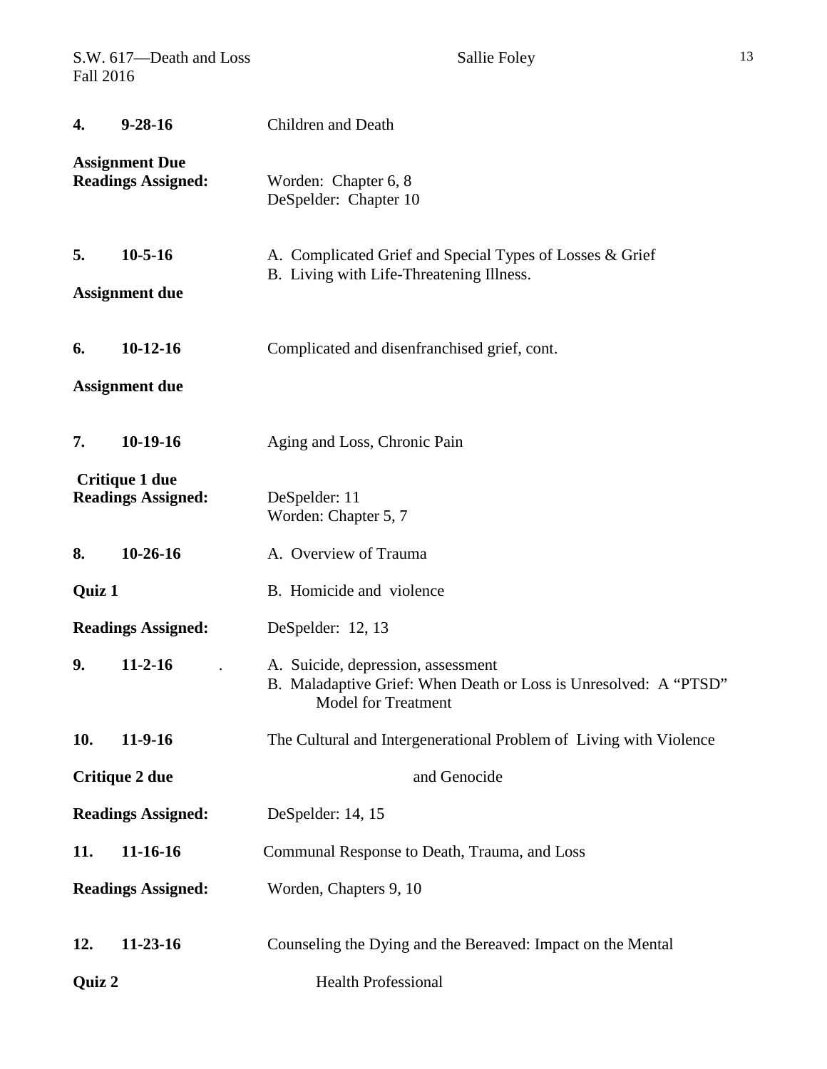**4. 9-28-16** Children and Death

**Assignment Due**
**Readings Assigned:** Worden: Chapter 6, 8
DeSpelder: Chapter 10

**5. 10-5-16** A. Complicated Grief and Special Types of Losses & Grief
B. Living with Life-Threatening Illness.

**Assignment due**

**6. 10-12-16** Complicated and disenfranchised grief, cont.

**Assignment due**

**7. 10-19-16** Aging and Loss, Chronic Pain

**Critique 1 due**
**Readings Assigned:** DeSpelder: 11
Worden: Chapter 5, 7

**8. 10-26-16** A. Overview of Trauma

**Quiz 1** B. Homicide and violence

**Readings Assigned:** DeSpelder: 12, 13

**9. 11-2-16** . A. Suicide, depression, assessment
B. Maladaptive Grief: When Death or Loss is Unresolved: A "PTSD" Model for Treatment

**10. 11-9-16** The Cultural and Intergenerational Problem of Living with Violence and Genocide

**Critique 2 due**

**Readings Assigned:** DeSpelder: 14, 15

**11. 11-16-16** Communal Response to Death, Trauma, and Loss

**Readings Assigned:** Worden, Chapters 9, 10

**12. 11-23-16** Counseling the Dying and the Bereaved: Impact on the Mental Health Professional

**Quiz 2**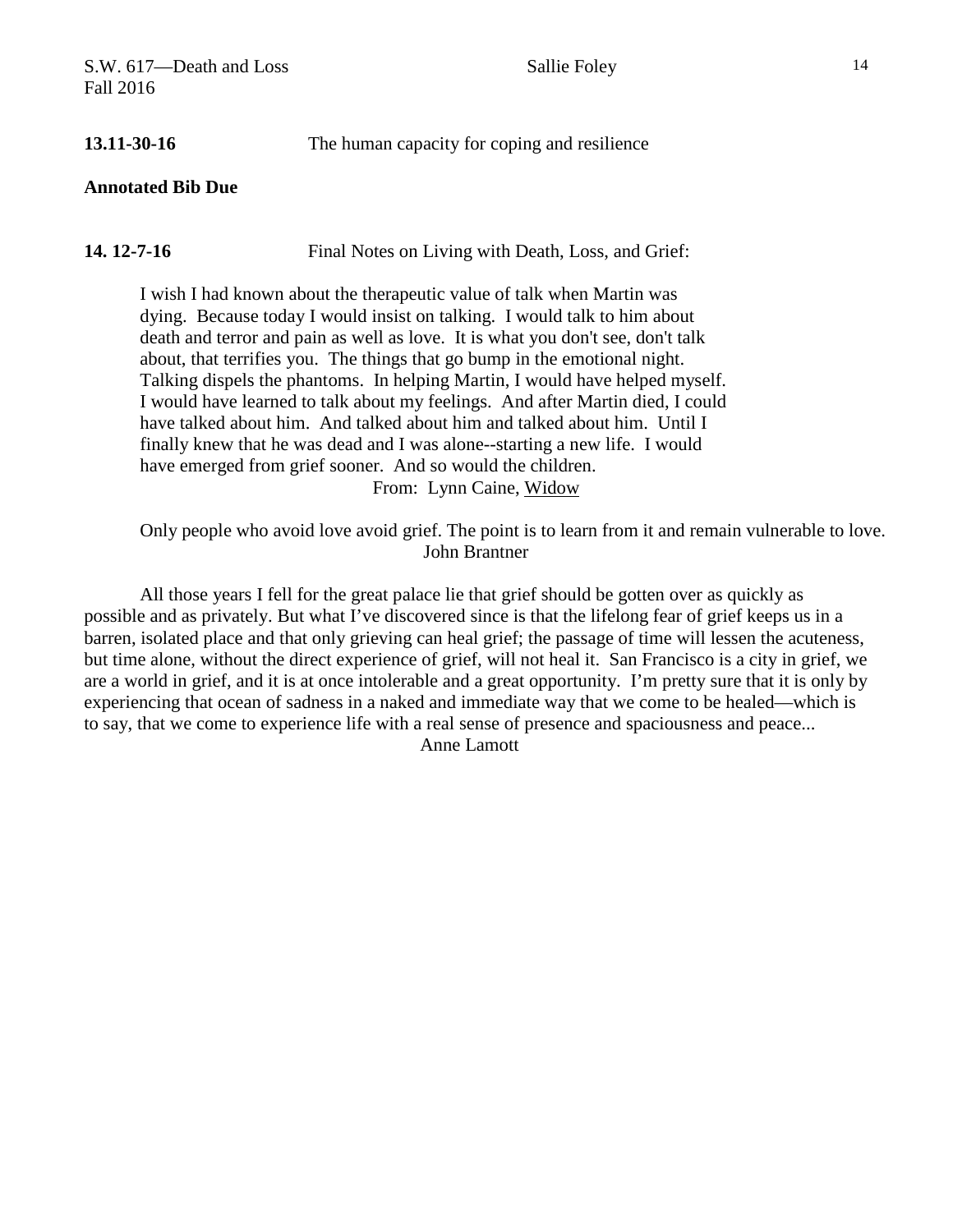**13.11-30-16** The human capacity for coping and resilience

**Annotated Bib Due**

**14. 12-7-16** Final Notes on Living with Death, Loss, and Grief:

> I wish I had known about the therapeutic value of talk when Martin was dying. Because today I would insist on talking. I would talk to him about death and terror and pain as well as love. It is what you don't see, don't talk about, that terrifies you. The things that go bump in the emotional night. Talking dispels the phantoms. In helping Martin, I would have helped myself. I would have learned to talk about my feelings. And after Martin died, I could have talked about him. And talked about him and talked about him. Until I finally knew that he was dead and I was alone--starting a new life. I would have emerged from grief sooner. And so would the children.
>
> From: Lynn Caine, Widow

> Only people who avoid love avoid grief. The point is to learn from it and remain vulnerable to love.
>
> John Brantner

All those years I fell for the great palace lie that grief should be gotten over as quickly as possible and as privately. But what I've discovered since is that the lifelong fear of grief keeps us in a barren, isolated place and that only grieving can heal grief; the passage of time will lessen the acuteness, but time alone, without the direct experience of grief, will not heal it. San Francisco is a city in grief, we are a world in grief, and it is at once intolerable and a great opportunity. I'm pretty sure that it is only by experiencing that ocean of sadness in a naked and immediate way that we come to be healed—which is to say, that we come to experience life with a real sense of presence and spaciousness and peace...

Anne Lamott